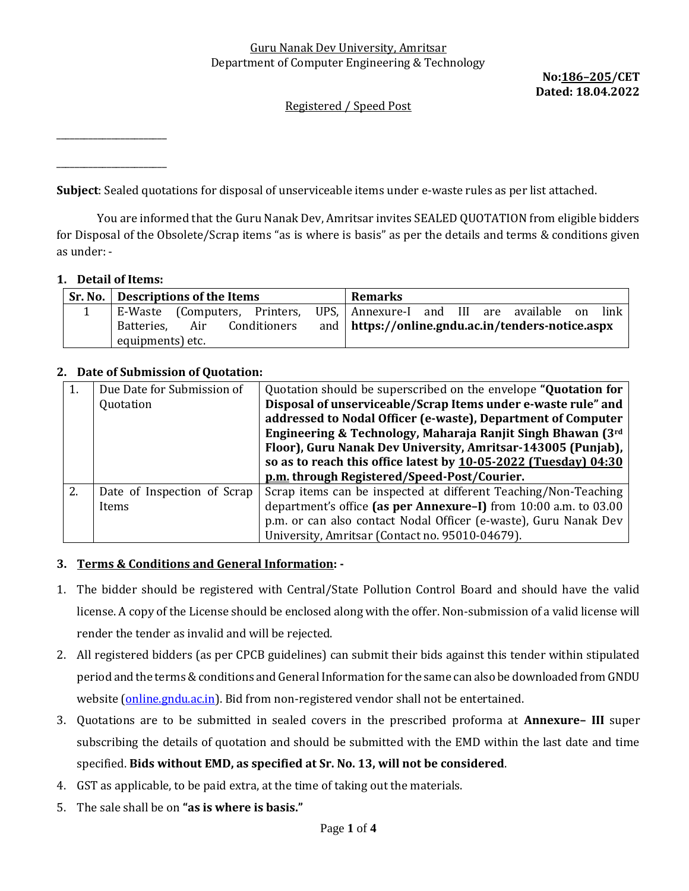Guru Nanak Dev University, Amritsar
Department of Computer Engineering & Technology

**No:186–205/CET**
**Dated: 18.04.2022**

Registered / Speed Post

______________________

______________________

**Subject**: Sealed quotations for disposal of unserviceable items under e-waste rules as per list attached.

You are informed that the Guru Nanak Dev, Amritsar invites SEALED QUOTATION from eligible bidders for Disposal of the Obsolete/Scrap items "as is where is basis" as per the details and terms & conditions given as under: -

**1. Detail of Items:**

| Sr. No. | Descriptions of the Items | Remarks |
|---|---|---|
| 1 | E-Waste (Computers, Printers, UPS, Batteries, Air Conditioners and equipments) etc. | Annexure-I and III are available on link **https://online.gndu.ac.in/tenders-notice.aspx** |

**2. Date of Submission of Quotation:**

| | | |
|---|---|---|
| 1. | Due Date for Submission of Quotation | Quotation should be superscribed on the envelope **"Quotation for Disposal of unserviceable/Scrap Items under e-waste rule" and addressed to Nodal Officer (e-waste), Department of Computer Engineering & Technology, Maharaja Ranjit Singh Bhawan (3rd Floor), Guru Nanak Dev University, Amritsar-143005 (Punjab), so as to reach this office latest by 10-05-2022 (Tuesday) 04:30 p.m. through Registered/Speed-Post/Courier.** |
| 2. | Date of Inspection of Scrap Items | Scrap items can be inspected at different Teaching/Non-Teaching department's office **(as per Annexure–I)** from 10:00 a.m. to 03.00 p.m. or can also contact Nodal Officer (e-waste), Guru Nanak Dev University, Amritsar (Contact no. 95010-04679). |

**3. Terms & Conditions and General Information: -**

1. The bidder should be registered with Central/State Pollution Control Board and should have the valid license. A copy of the License should be enclosed along with the offer. Non-submission of a valid license will render the tender as invalid and will be rejected.
2. All registered bidders (as per CPCB guidelines) can submit their bids against this tender within stipulated period and the terms & conditions and General Information for the same can also be downloaded from GNDU website (online.gndu.ac.in). Bid from non-registered vendor shall not be entertained.
3. Quotations are to be submitted in sealed covers in the prescribed proforma at **Annexure– III** super subscribing the details of quotation and should be submitted with the EMD within the last date and time specified. **Bids without EMD, as specified at Sr. No. 13, will not be considered**.
4. GST as applicable, to be paid extra, at the time of taking out the materials.
5. The sale shall be on **"as is where is basis."**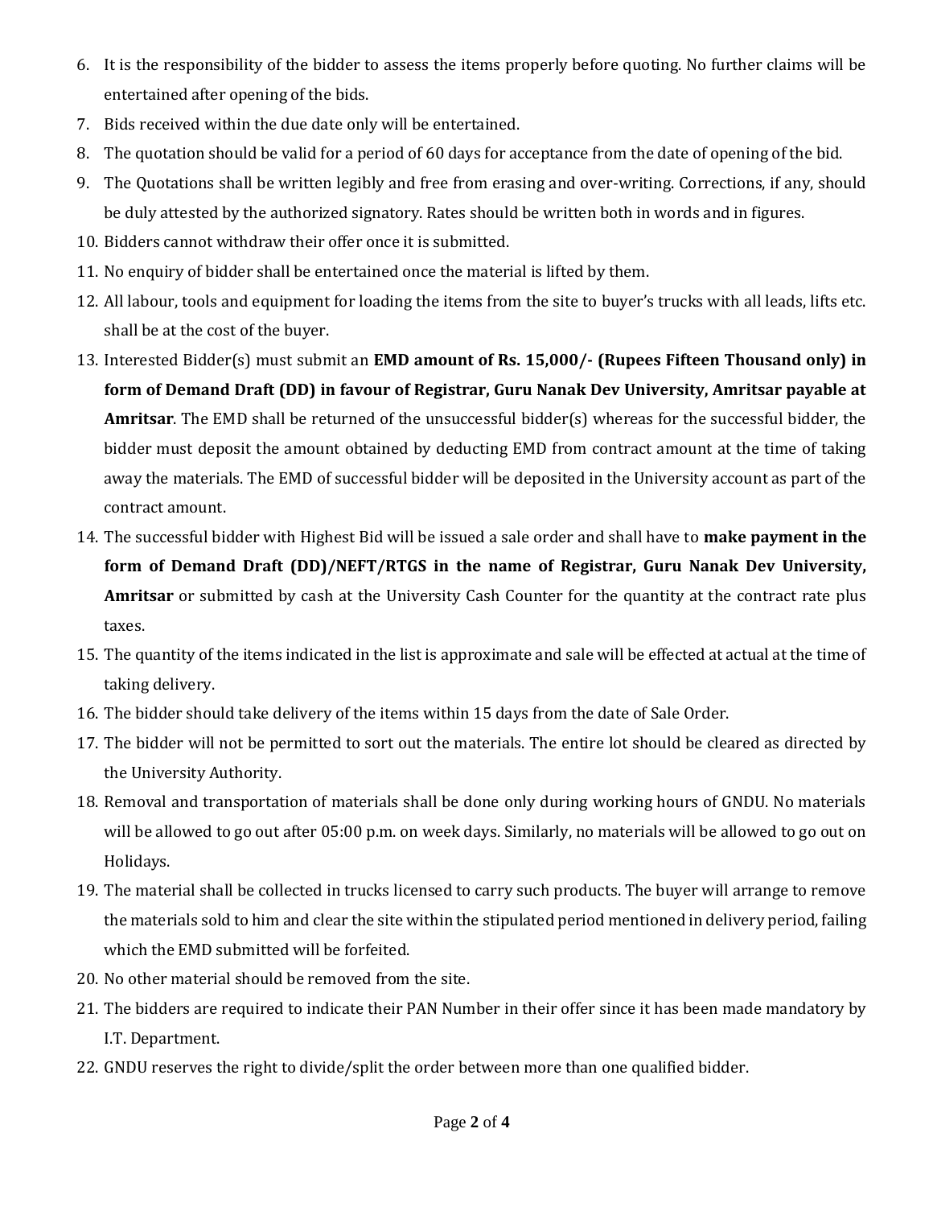6. It is the responsibility of the bidder to assess the items properly before quoting. No further claims will be entertained after opening of the bids.
7. Bids received within the due date only will be entertained.
8. The quotation should be valid for a period of 60 days for acceptance from the date of opening of the bid.
9. The Quotations shall be written legibly and free from erasing and over-writing. Corrections, if any, should be duly attested by the authorized signatory. Rates should be written both in words and in figures.
10. Bidders cannot withdraw their offer once it is submitted.
11. No enquiry of bidder shall be entertained once the material is lifted by them.
12. All labour, tools and equipment for loading the items from the site to buyer's trucks with all leads, lifts etc. shall be at the cost of the buyer.
13. Interested Bidder(s) must submit an **EMD amount of Rs. 15,000/- (Rupees Fifteen Thousand only) in form of Demand Draft (DD) in favour of Registrar, Guru Nanak Dev University, Amritsar payable at Amritsar**. The EMD shall be returned of the unsuccessful bidder(s) whereas for the successful bidder, the bidder must deposit the amount obtained by deducting EMD from contract amount at the time of taking away the materials. The EMD of successful bidder will be deposited in the University account as part of the contract amount.
14. The successful bidder with Highest Bid will be issued a sale order and shall have to **make payment in the form of Demand Draft (DD)/NEFT/RTGS in the name of Registrar, Guru Nanak Dev University, Amritsar** or submitted by cash at the University Cash Counter for the quantity at the contract rate plus taxes.
15. The quantity of the items indicated in the list is approximate and sale will be effected at actual at the time of taking delivery.
16. The bidder should take delivery of the items within 15 days from the date of Sale Order.
17. The bidder will not be permitted to sort out the materials. The entire lot should be cleared as directed by the University Authority.
18. Removal and transportation of materials shall be done only during working hours of GNDU. No materials will be allowed to go out after 05:00 p.m. on week days. Similarly, no materials will be allowed to go out on Holidays.
19. The material shall be collected in trucks licensed to carry such products. The buyer will arrange to remove the materials sold to him and clear the site within the stipulated period mentioned in delivery period, failing which the EMD submitted will be forfeited.
20. No other material should be removed from the site.
21. The bidders are required to indicate their PAN Number in their offer since it has been made mandatory by I.T. Department.
22. GNDU reserves the right to divide/split the order between more than one qualified bidder.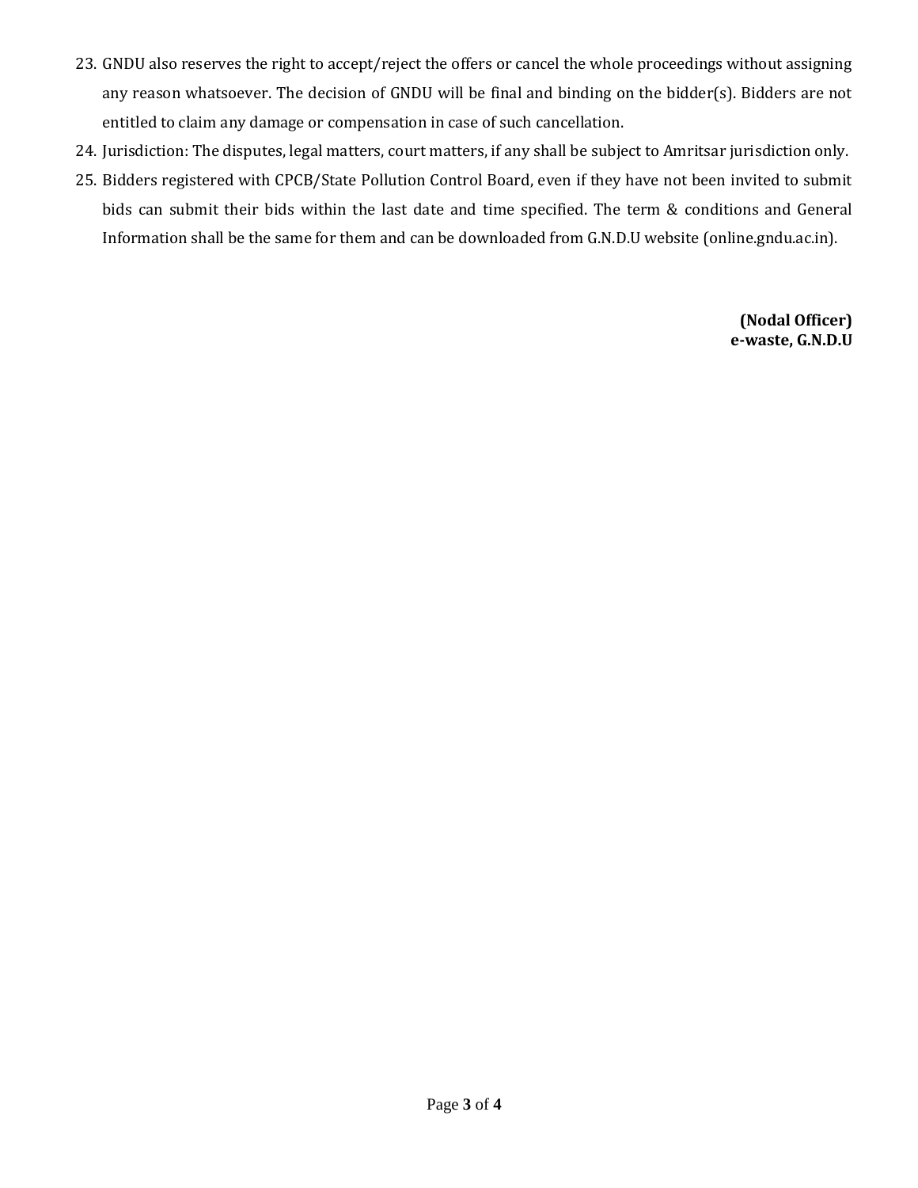23. GNDU also reserves the right to accept/reject the offers or cancel the whole proceedings without assigning any reason whatsoever. The decision of GNDU will be final and binding on the bidder(s). Bidders are not entitled to claim any damage or compensation in case of such cancellation.
24. Jurisdiction: The disputes, legal matters, court matters, if any shall be subject to Amritsar jurisdiction only.
25. Bidders registered with CPCB/State Pollution Control Board, even if they have not been invited to submit bids can submit their bids within the last date and time specified. The term & conditions and General Information shall be the same for them and can be downloaded from G.N.D.U website (online.gndu.ac.in).

**(Nodal Officer)**
**e-waste, G.N.D.U**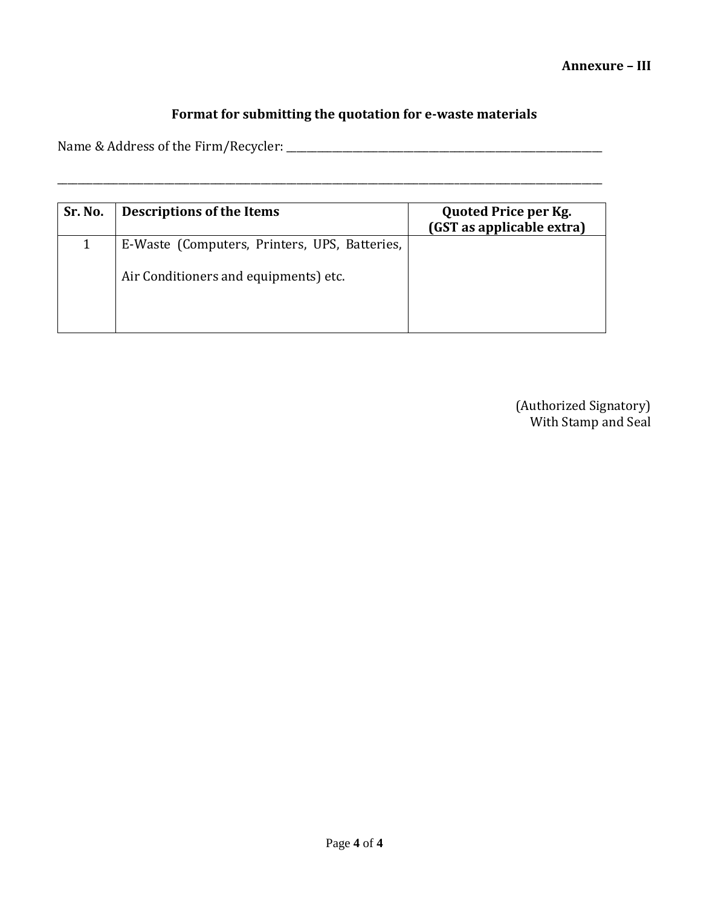**Annexure – III**

## Format for submitting the quotation for e-waste materials

Name & Address of the Firm/Recycler: ______________________________________________________________

_______________________________________________________________________________________________

| Sr. No. | Descriptions of the Items | Quoted Price per Kg. (GST as applicable extra) |
|---|---|---|
| 1 | E-Waste (Computers, Printers, UPS, Batteries, Air Conditioners and equipments) etc. | |

(Authorized Signatory)
With Stamp and Seal